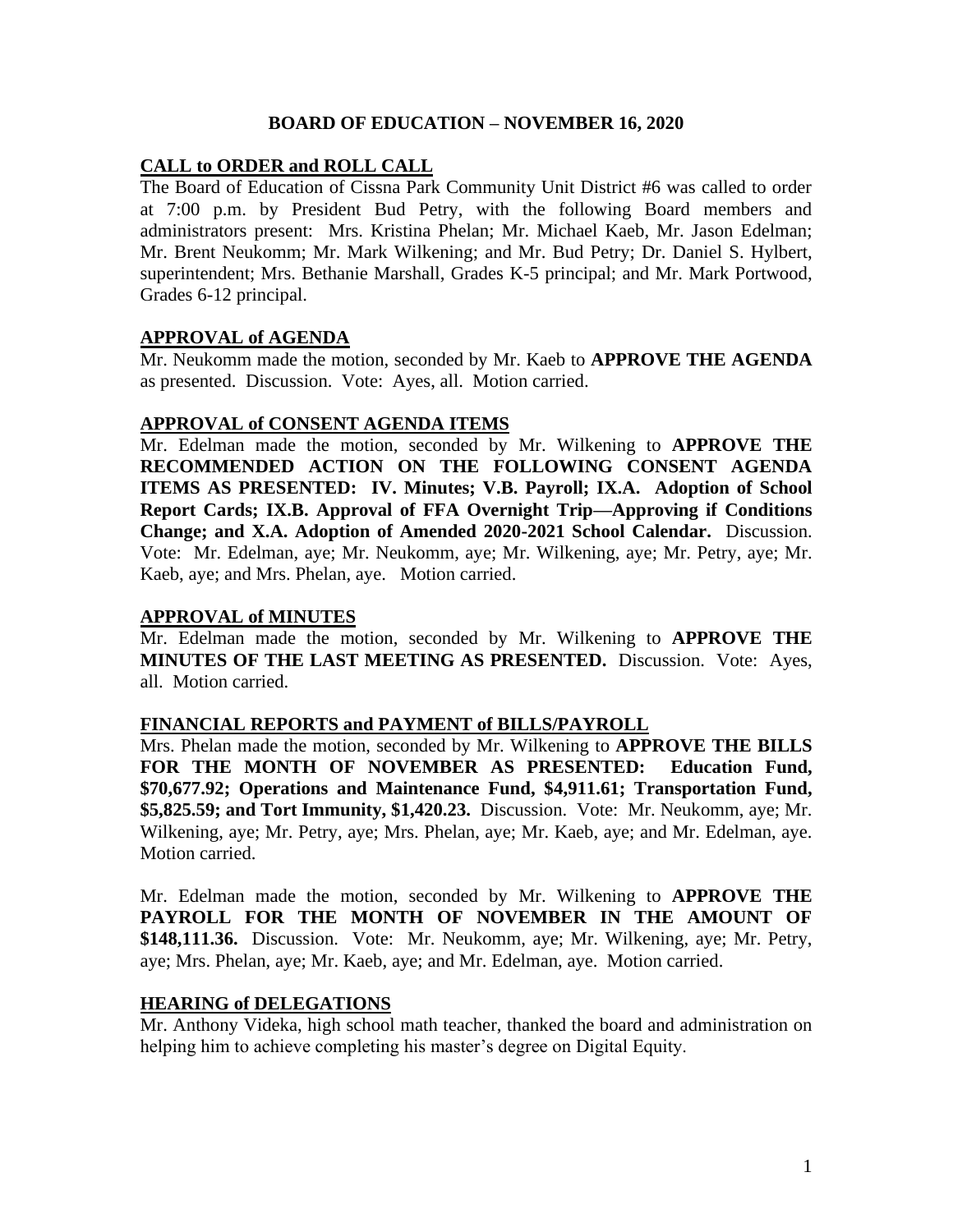# BOARD OF EDUCATION – NOVEMBER 16, 2020

## CALL to ORDER and ROLL CALL

The Board of Education of Cissna Park Community Unit District #6 was called to order at 7:00 p.m. by President Bud Petry, with the following Board members and administrators present: Mrs. Kristina Phelan; Mr. Michael Kaeb, Mr. Jason Edelman; Mr. Brent Neukomm; Mr. Mark Wilkening; and Mr. Bud Petry; Dr. Daniel S. Hylbert, superintendent; Mrs. Bethanie Marshall, Grades K-5 principal; and Mr. Mark Portwood, Grades 6-12 principal.

## APPROVAL of AGENDA

Mr. Neukomm made the motion, seconded by Mr. Kaeb to **APPROVE THE AGENDA** as presented. Discussion. Vote: Ayes, all. Motion carried.

## APPROVAL of CONSENT AGENDA ITEMS

Mr. Edelman made the motion, seconded by Mr. Wilkening to **APPROVE THE RECOMMENDED ACTION ON THE FOLLOWING CONSENT AGENDA ITEMS AS PRESENTED: IV. Minutes; V.B. Payroll; IX.A. Adoption of School Report Cards; IX.B. Approval of FFA Overnight Trip—Approving if Conditions Change; and X.A. Adoption of Amended 2020-2021 School Calendar.** Discussion. Vote: Mr. Edelman, aye; Mr. Neukomm, aye; Mr. Wilkening, aye; Mr. Petry, aye; Mr. Kaeb, aye; and Mrs. Phelan, aye. Motion carried.

## APPROVAL of MINUTES

Mr. Edelman made the motion, seconded by Mr. Wilkening to **APPROVE THE MINUTES OF THE LAST MEETING AS PRESENTED.** Discussion. Vote: Ayes, all. Motion carried.

## FINANCIAL REPORTS and PAYMENT of BILLS/PAYROLL

Mrs. Phelan made the motion, seconded by Mr. Wilkening to **APPROVE THE BILLS FOR THE MONTH OF NOVEMBER AS PRESENTED: Education Fund, $70,677.92; Operations and Maintenance Fund, $4,911.61; Transportation Fund, $5,825.59; and Tort Immunity, $1,420.23.** Discussion. Vote: Mr. Neukomm, aye; Mr. Wilkening, aye; Mr. Petry, aye; Mrs. Phelan, aye; Mr. Kaeb, aye; and Mr. Edelman, aye. Motion carried.

Mr. Edelman made the motion, seconded by Mr. Wilkening to **APPROVE THE PAYROLL FOR THE MONTH OF NOVEMBER IN THE AMOUNT OF $148,111.36.** Discussion. Vote: Mr. Neukomm, aye; Mr. Wilkening, aye; Mr. Petry, aye; Mrs. Phelan, aye; Mr. Kaeb, aye; and Mr. Edelman, aye. Motion carried.

## HEARING of DELEGATIONS

Mr. Anthony Videka, high school math teacher, thanked the board and administration on helping him to achieve completing his master's degree on Digital Equity.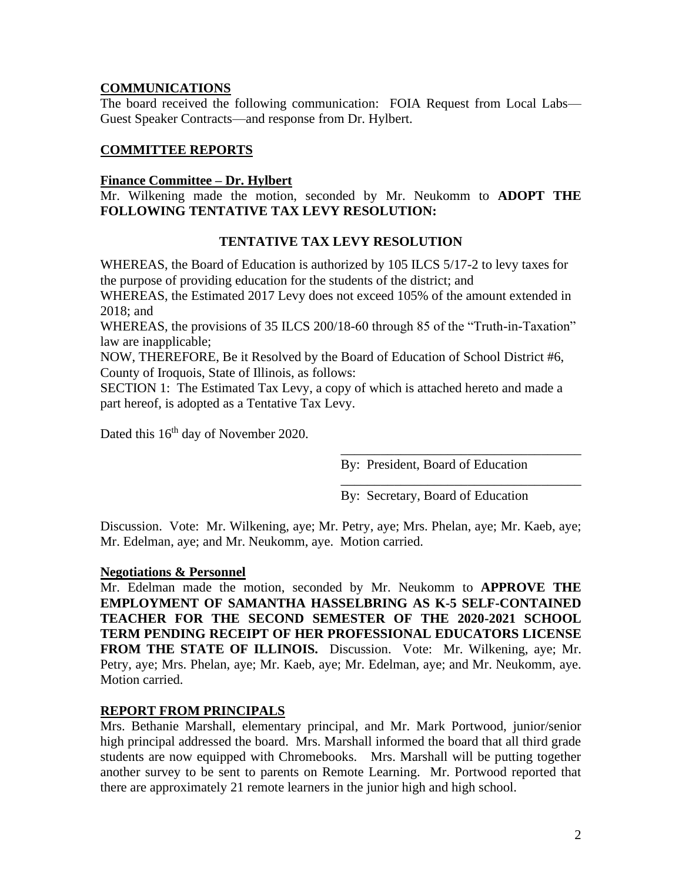## COMMUNICATIONS

The board received the following communication: FOIA Request from Local Labs—Guest Speaker Contracts—and response from Dr. Hylbert.

## COMMITTEE REPORTS

### Finance Committee – Dr. Hylbert

Mr. Wilkening made the motion, seconded by Mr. Neukomm to **ADOPT THE FOLLOWING TENTATIVE TAX LEVY RESOLUTION:**

**TENTATIVE TAX LEVY RESOLUTION**

WHEREAS, the Board of Education is authorized by 105 ILCS 5/17-2 to levy taxes for the purpose of providing education for the students of the district; and

WHEREAS, the Estimated 2017 Levy does not exceed 105% of the amount extended in 2018; and

WHEREAS, the provisions of 35 ILCS 200/18-60 through 85 of the "Truth-in-Taxation" law are inapplicable;

NOW, THEREFORE, Be it Resolved by the Board of Education of School District #6, County of Iroquois, State of Illinois, as follows:

SECTION 1: The Estimated Tax Levy, a copy of which is attached hereto and made a part hereof, is adopted as a Tentative Tax Levy.

Dated this 16th day of November 2020.

\_\_\_\_\_\_\_\_\_\_\_\_\_\_\_\_\_\_\_\_\_\_\_\_\_\_\_\_\_\_\_\_\_\_\_\_
By: President, Board of Education

\_\_\_\_\_\_\_\_\_\_\_\_\_\_\_\_\_\_\_\_\_\_\_\_\_\_\_\_\_\_\_\_\_\_\_\_
By: Secretary, Board of Education

Discussion. Vote: Mr. Wilkening, aye; Mr. Petry, aye; Mrs. Phelan, aye; Mr. Kaeb, aye; Mr. Edelman, aye; and Mr. Neukomm, aye. Motion carried.

### Negotiations & Personnel

Mr. Edelman made the motion, seconded by Mr. Neukomm to **APPROVE THE EMPLOYMENT OF SAMANTHA HASSELBRING AS K-5 SELF-CONTAINED TEACHER FOR THE SECOND SEMESTER OF THE 2020-2021 SCHOOL TERM PENDING RECEIPT OF HER PROFESSIONAL EDUCATORS LICENSE FROM THE STATE OF ILLINOIS.** Discussion. Vote: Mr. Wilkening, aye; Mr. Petry, aye; Mrs. Phelan, aye; Mr. Kaeb, aye; Mr. Edelman, aye; and Mr. Neukomm, aye. Motion carried.

## REPORT FROM PRINCIPALS

Mrs. Bethanie Marshall, elementary principal, and Mr. Mark Portwood, junior/senior high principal addressed the board. Mrs. Marshall informed the board that all third grade students are now equipped with Chromebooks. Mrs. Marshall will be putting together another survey to be sent to parents on Remote Learning. Mr. Portwood reported that there are approximately 21 remote learners in the junior high and high school.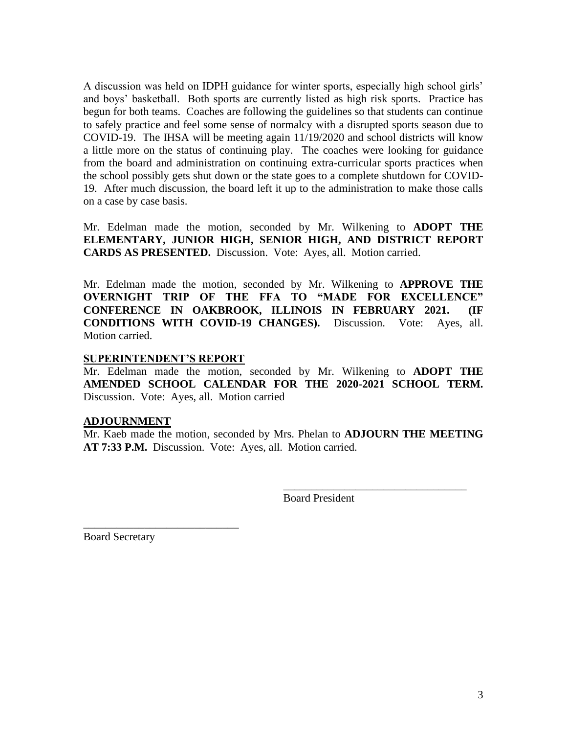A discussion was held on IDPH guidance for winter sports, especially high school girls' and boys' basketball. Both sports are currently listed as high risk sports. Practice has begun for both teams. Coaches are following the guidelines so that students can continue to safely practice and feel some sense of normalcy with a disrupted sports season due to COVID-19. The IHSA will be meeting again 11/19/2020 and school districts will know a little more on the status of continuing play. The coaches were looking for guidance from the board and administration on continuing extra-curricular sports practices when the school possibly gets shut down or the state goes to a complete shutdown for COVID-19. After much discussion, the board left it up to the administration to make those calls on a case by case basis.

Mr. Edelman made the motion, seconded by Mr. Wilkening to **ADOPT THE ELEMENTARY, JUNIOR HIGH, SENIOR HIGH, AND DISTRICT REPORT CARDS AS PRESENTED.** Discussion. Vote: Ayes, all. Motion carried.

Mr. Edelman made the motion, seconded by Mr. Wilkening to **APPROVE THE OVERNIGHT TRIP OF THE FFA TO "MADE FOR EXCELLENCE" CONFERENCE IN OAKBROOK, ILLINOIS IN FEBRUARY 2021. (IF CONDITIONS WITH COVID-19 CHANGES).** Discussion. Vote: Ayes, all. Motion carried.

**SUPERINTENDENT'S REPORT**

Mr. Edelman made the motion, seconded by Mr. Wilkening to **ADOPT THE AMENDED SCHOOL CALENDAR FOR THE 2020-2021 SCHOOL TERM.** Discussion. Vote: Ayes, all. Motion carried

**ADJOURNMENT**

Mr. Kaeb made the motion, seconded by Mrs. Phelan to **ADJOURN THE MEETING AT 7:33 P.M.** Discussion. Vote: Ayes, all. Motion carried.

\_\_\_\_\_\_\_\_\_\_\_\_\_\_\_\_\_\_\_\_\_\_\_\_\_\_\_\_\_\_\_\_\_\_

Board President

\_\_\_\_\_\_\_\_\_\_\_\_\_\_\_\_\_\_\_\_\_\_\_\_\_\_\_\_\_

Board Secretary